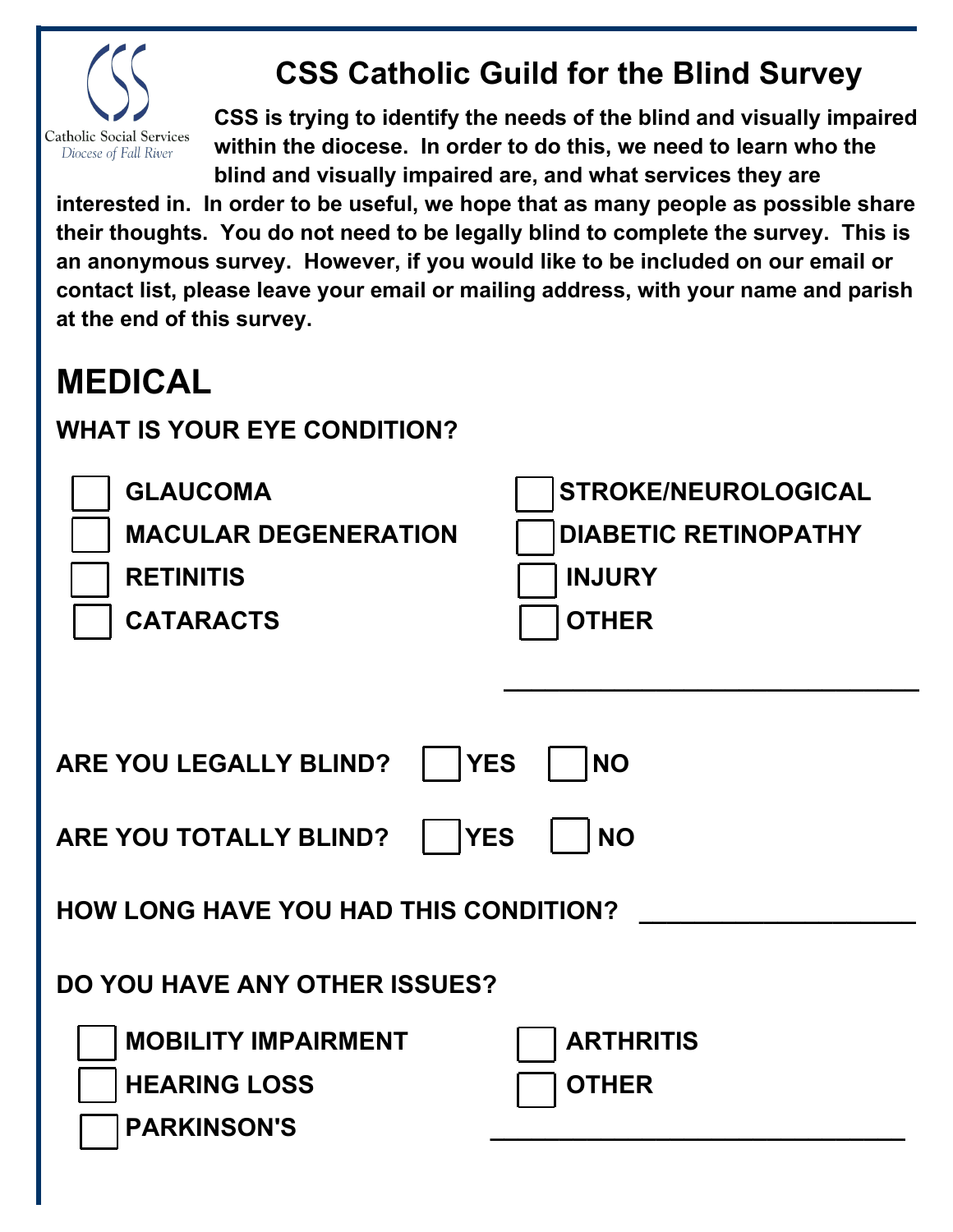Catholic Social Services
*Diocese of Fall River*

# CSS Catholic Guild for the Blind Survey

**CSS is trying to identify the needs of the blind and visually impaired within the diocese. In order to do this, we need to learn who the blind and visually impaired are, and what services they are interested in. In order to be useful, we hope that as many people as possible share their thoughts. You do not need to be legally blind to complete the survey. This is an anonymous survey. However, if you would like to be included on our email or contact list, please leave your email or mailing address, with your name and parish at the end of this survey.**

## MEDICAL

**WHAT IS YOUR EYE CONDITION?**

- ☐ GLAUCOMA
- ☐ MACULAR DEGENERATION
- ☐ RETINITIS
- ☐ CATARACTS
- ☐ STROKE/NEUROLOGICAL
- ☐ DIABETIC RETINOPATHY
- ☐ INJURY
- ☐ OTHER ______________________________

**ARE YOU LEGALLY BLIND?** ☐ YES ☐ NO

**ARE YOU TOTALLY BLIND?** ☐ YES ☐ NO

**HOW LONG HAVE YOU HAD THIS CONDITION?** ____________________

**DO YOU HAVE ANY OTHER ISSUES?**

- ☐ MOBILITY IMPAIRMENT
- ☐ HEARING LOSS
- ☐ PARKINSON'S
- ☐ ARTHRITIS
- ☐ OTHER ______________________________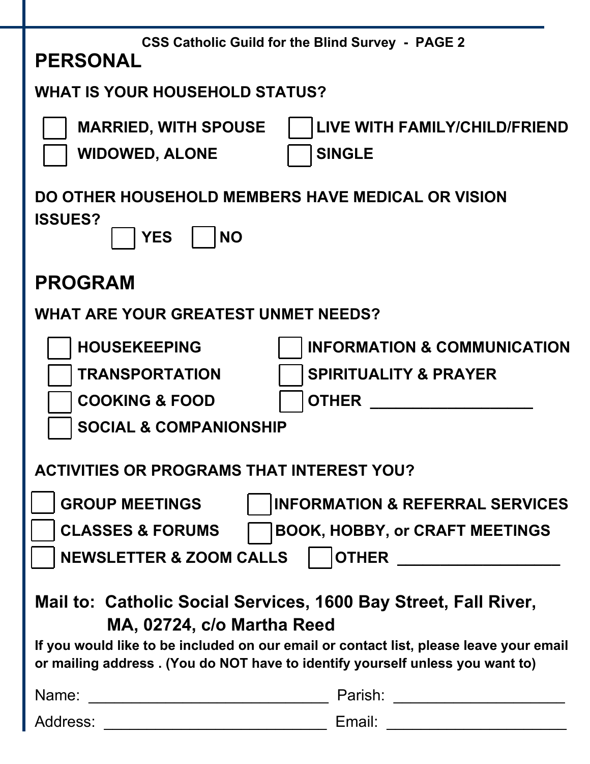## PERSONAL

**WHAT IS YOUR HOUSEHOLD STATUS?**

- ☐ **MARRIED, WITH SPOUSE**
- ☐ **LIVE WITH FAMILY/CHILD/FRIEND**
- ☐ **WIDOWED, ALONE**
- ☐ **SINGLE**

**DO OTHER HOUSEHOLD MEMBERS HAVE MEDICAL OR VISION ISSUES?** ☐ **YES** ☐ **NO**

## PROGRAM

**WHAT ARE YOUR GREATEST UNMET NEEDS?**

- ☐ **HOUSEKEEPING**
- ☐ **INFORMATION & COMMUNICATION**
- ☐ **TRANSPORTATION**
- ☐ **SPIRITUALITY & PRAYER**
- ☐ **COOKING & FOOD**
- ☐ **OTHER ___________________**
- ☐ **SOCIAL & COMPANIONSHIP**

**ACTIVITIES OR PROGRAMS THAT INTEREST YOU?**

- ☐ **GROUP MEETINGS**
- ☐ **INFORMATION & REFERRAL SERVICES**
- ☐ **CLASSES & FORUMS**
- ☐ **BOOK, HOBBY, or CRAFT MEETINGS**
- ☐ **NEWSLETTER & ZOOM CALLS**
- ☐ **OTHER ___________________**

### Mail to: Catholic Social Services, 1600 Bay Street, Fall River, MA, 02724, c/o Martha Reed

**If you would like to be included on our email or contact list, please leave your email or mailing address . (You do NOT have to identify yourself unless you want to)**

Name: _____________________________ Parish: _____________________

Address: ___________________________ Email: ______________________